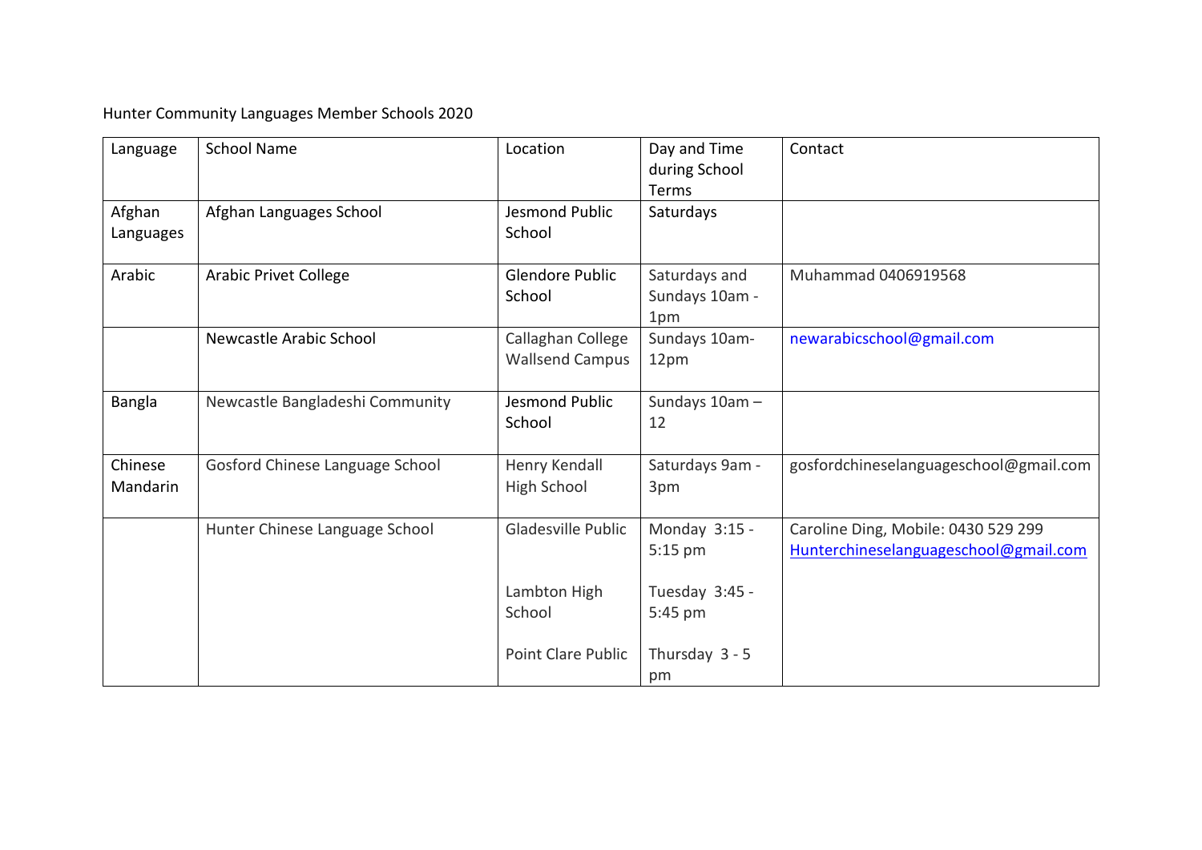Hunter Community Languages Member Schools 2020

| Language | School Name | Location | Day and Time during School Terms | Contact |
|---|---|---|---|---|
| Afghan Languages | Afghan Languages School | Jesmond Public School | Saturdays | |
| Arabic | Arabic Privet College | Glendore Public School | Saturdays and Sundays 10am - 1pm | Muhammad 0406919568 |
| | Newcastle Arabic School | Callaghan College Wallsend Campus | Sundays 10am-12pm | newarabicschool@gmail.com |
| Bangla | Newcastle Bangladeshi Community | Jesmond Public School | Sundays 10am – 12 | |
| Chinese Mandarin | Gosford Chinese Language School | Henry Kendall High School | Saturdays 9am - 3pm | gosfordchineselanguageschool@gmail.com |
| | Hunter Chinese Language School | Gladesville Public<br><br>Lambton High School<br><br>Point Clare Public | Monday 3:15 - 5:15 pm<br><br>Tuesday 3:45 - 5:45 pm<br><br>Thursday 3 - 5 pm | Caroline Ding, Mobile: 0430 529 299<br>Hunterchineselanguageschool@gmail.com |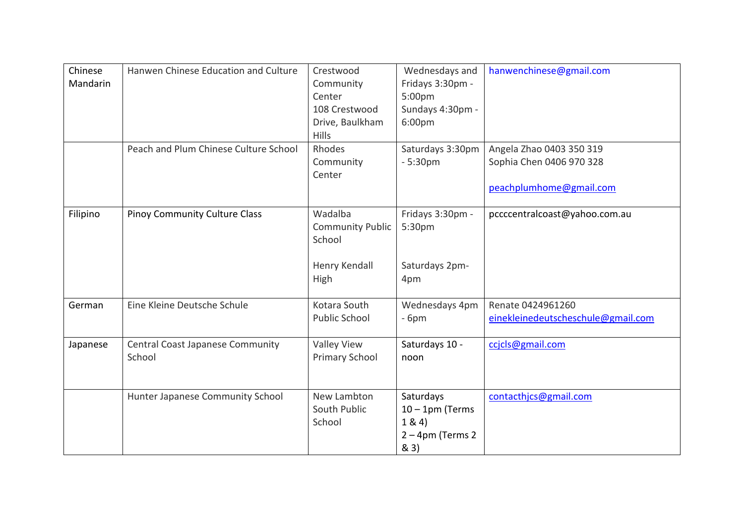| | | | | |
|---|---|---|---|---|
| Chinese Mandarin | Hanwen Chinese Education and Culture | Crestwood Community Center 108 Crestwood Drive, Baulkham Hills | Wednesdays and Fridays 3:30pm - 5:00pm<br>Sundays 4:30pm - 6:00pm | hanwenchinese@gmail.com |
| | Peach and Plum Chinese Culture School | Rhodes Community Center | Saturdays 3:30pm - 5:30pm | Angela Zhao 0403 350 319<br>Sophia Chen 0406 970 328<br><br>peachplumhome@gmail.com |
| Filipino | Pinoy Community Culture Class | Wadalba Community Public School<br><br>Henry Kendall High | Fridays 3:30pm - 5:30pm<br><br>Saturdays 2pm-4pm | pccccentralcoast@yahoo.com.au |
| German | Eine Kleine Deutsche Schule | Kotara South Public School | Wednesdays 4pm - 6pm | Renate 0424961260<br>einekleinedeutscheschule@gmail.com |
| Japanese | Central Coast Japanese Community School | Valley View Primary School | Saturdays 10 - noon | ccjcls@gmail.com |
| | Hunter Japanese Community School | New Lambton South Public School | Saturdays<br>10 – 1pm (Terms 1 & 4)<br>2 – 4pm (Terms 2 & 3) | contacthjcs@gmail.com |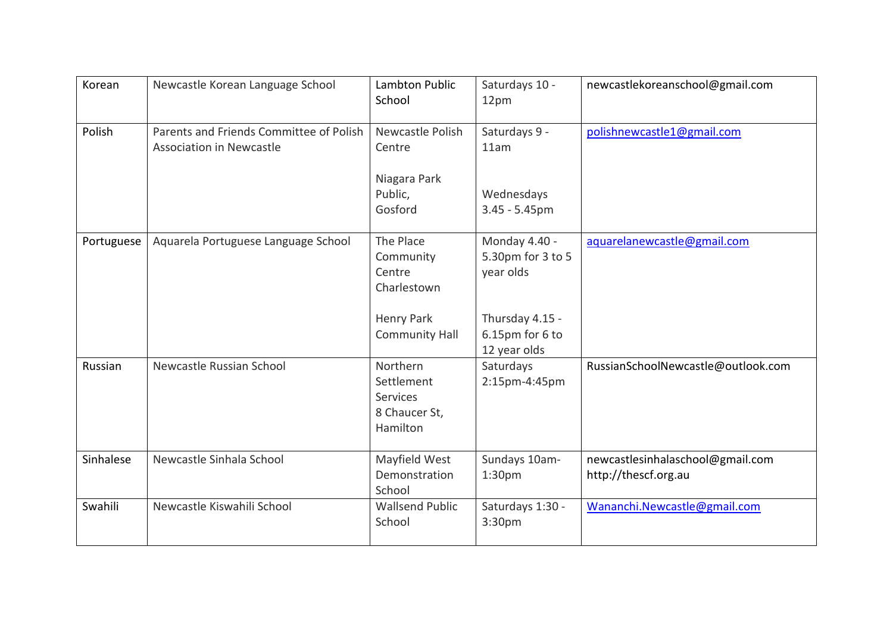| Korean | Newcastle Korean Language School | Lambton Public School | Saturdays 10 - 12pm | newcastlekoreanschool@gmail.com |
|---|---|---|---|---|
| Polish | Parents and Friends Committee of Polish Association in Newcastle | Newcastle Polish Centre<br><br>Niagara Park Public, Gosford | Saturdays 9 - 11am<br><br>Wednesdays 3.45 - 5.45pm | polishnewcastle1@gmail.com |
| Portuguese | Aquarela Portuguese Language School | The Place Community Centre Charlestown<br><br>Henry Park Community Hall | Monday 4.40 - 5.30pm for 3 to 5 year olds<br><br>Thursday 4.15 - 6.15pm for 6 to 12 year olds | aquarelanewcastle@gmail.com |
| Russian | Newcastle Russian School | Northern Settlement Services<br>8 Chaucer St, Hamilton | Saturdays 2:15pm-4:45pm | RussianSchoolNewcastle@outlook.com |
| Sinhalese | Newcastle Sinhala School | Mayfield West Demonstration School | Sundays 10am-1:30pm | newcastlesinhalaschool@gmail.com<br>http://thescf.org.au |
| Swahili | Newcastle Kiswahili School | Wallsend Public School | Saturdays 1:30 - 3:30pm | Wananchi.Newcastle@gmail.com |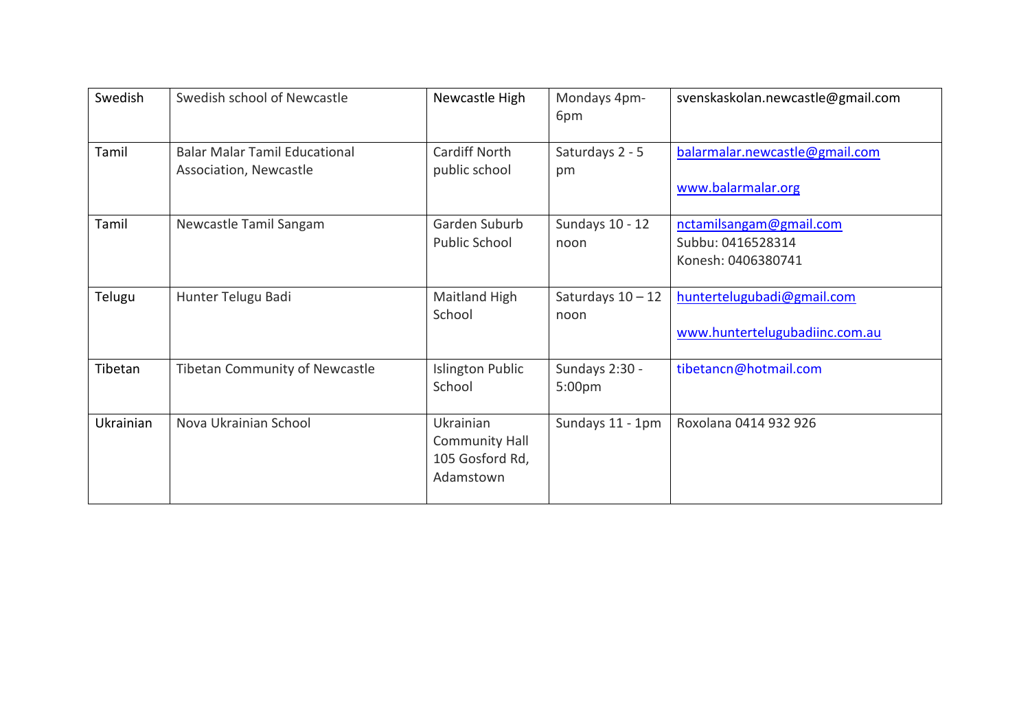| | | | | |
|---|---|---|---|---|
| Swedish | Swedish school of Newcastle | Newcastle High | Mondays 4pm-6pm | svenskaskolan.newcastle@gmail.com |
| Tamil | Balar Malar Tamil Educational Association, Newcastle | Cardiff North public school | Saturdays 2 - 5 pm | balarmalar.newcastle@gmail.com<br><br>www.balarmalar.org |
| Tamil | Newcastle Tamil Sangam | Garden Suburb Public School | Sundays 10 - 12 noon | nctamilsangam@gmail.com<br>Subbu: 0416528314<br>Konesh: 0406380741 |
| Telugu | Hunter Telugu Badi | Maitland High School | Saturdays 10 – 12 noon | huntertelugubadi@gmail.com<br><br>www.huntertelugubadiinc.com.au |
| Tibetan | Tibetan Community of Newcastle | Islington Public School | Sundays 2:30 - 5:00pm | tibetancn@hotmail.com |
| Ukrainian | Nova Ukrainian School | Ukrainian Community Hall 105 Gosford Rd, Adamstown | Sundays 11 - 1pm | Roxolana 0414 932 926 |